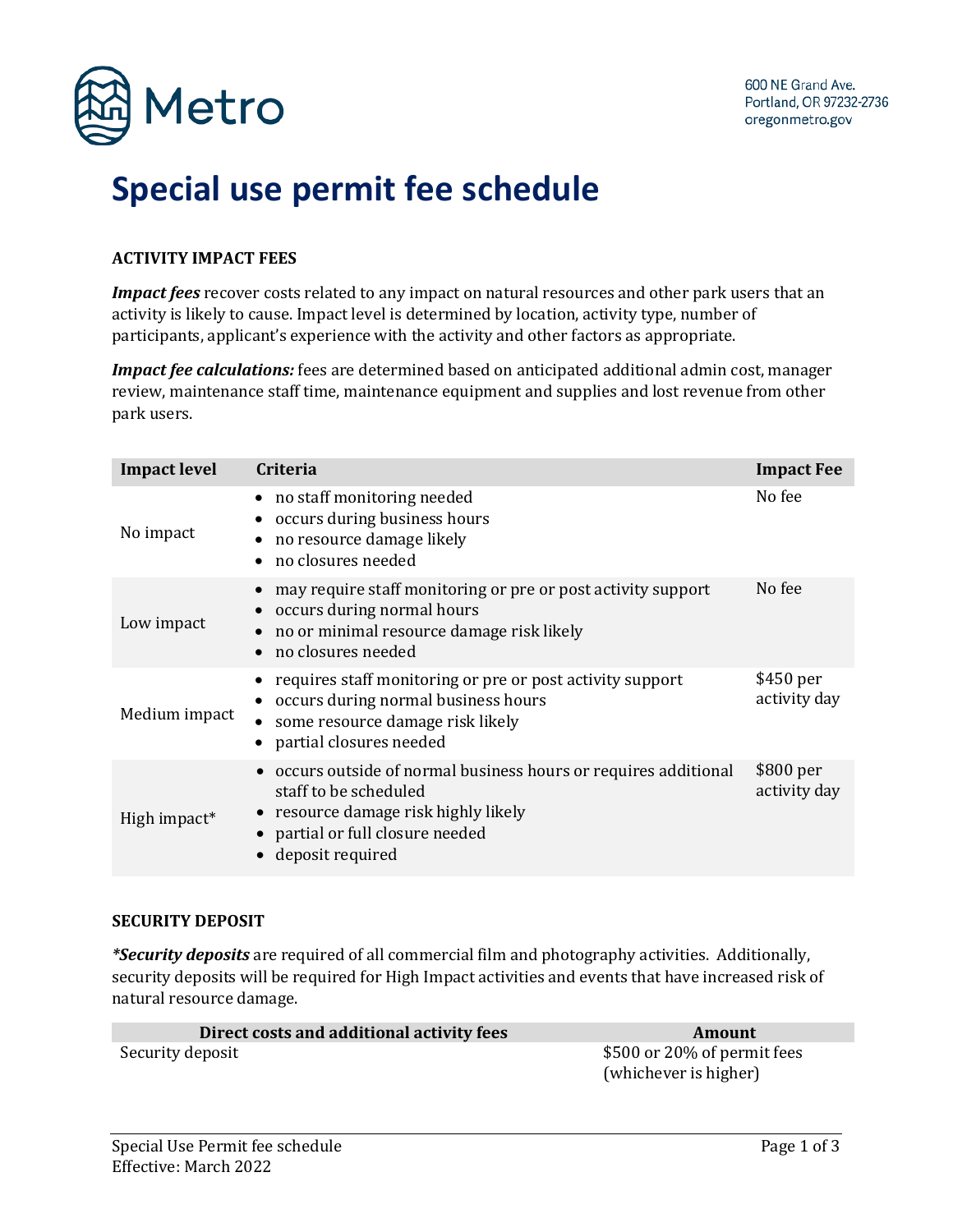Metro

600 NE Grand Ave.
Portland, OR 97232-2736
oregonmetro.gov

# Special use permit fee schedule

## ACTIVITY IMPACT FEES

***Impact fees*** recover costs related to any impact on natural resources and other park users that an activity is likely to cause. Impact level is determined by location, activity type, number of participants, applicant's experience with the activity and other factors as appropriate.

***Impact fee calculations:*** fees are determined based on anticipated additional admin cost, manager review, maintenance staff time, maintenance equipment and supplies and lost revenue from other park users.

| Impact level | Criteria | Impact Fee |
|---|---|---|
| No impact | • no staff monitoring needed<br>• occurs during business hours<br>• no resource damage likely<br>• no closures needed | No fee |
| Low impact | • may require staff monitoring or pre or post activity support<br>• occurs during normal hours<br>• no or minimal resource damage risk likely<br>• no closures needed | No fee |
| Medium impact | • requires staff monitoring or pre or post activity support<br>• occurs during normal business hours<br>• some resource damage risk likely<br>• partial closures needed | $450 per activity day |
| High impact* | • occurs outside of normal business hours or requires additional staff to be scheduled<br>• resource damage risk highly likely<br>• partial or full closure needed<br>• deposit required | $800 per activity day |

## SECURITY DEPOSIT

***\*Security deposits*** are required of all commercial film and photography activities. Additionally, security deposits will be required for High Impact activities and events that have increased risk of natural resource damage.

| Direct costs and additional activity fees | Amount |
|---|---|
| Security deposit | $500 or 20% of permit fees (whichever is higher) |

Special Use Permit fee schedule
Effective: March 2022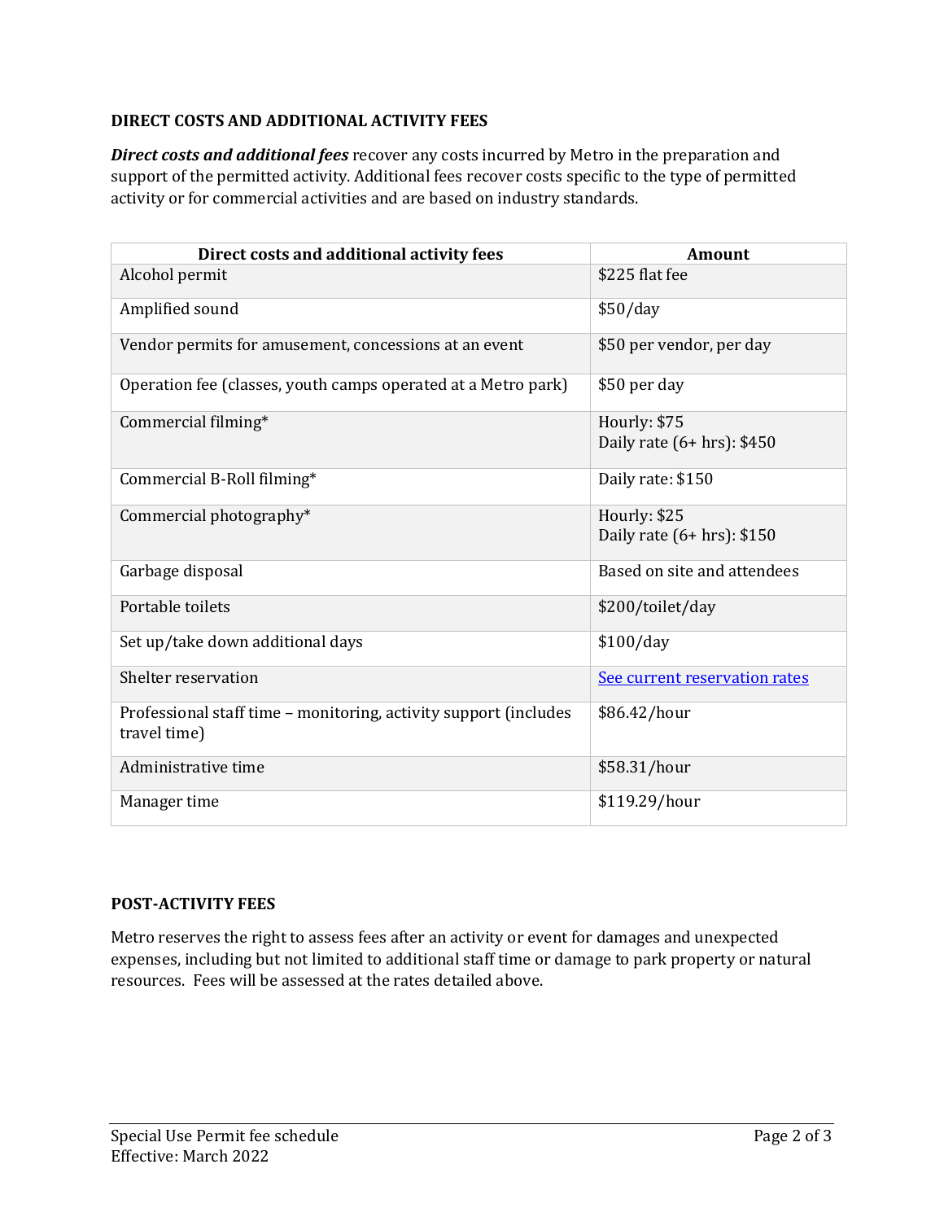## DIRECT COSTS AND ADDITIONAL ACTIVITY FEES

***Direct costs and additional fees*** recover any costs incurred by Metro in the preparation and support of the permitted activity. Additional fees recover costs specific to the type of permitted activity or for commercial activities and are based on industry standards.

| Direct costs and additional activity fees | Amount |
| --- | --- |
| Alcohol permit | $225 flat fee |
| Amplified sound | $50/day |
| Vendor permits for amusement, concessions at an event | $50 per vendor, per day |
| Operation fee (classes, youth camps operated at a Metro park) | $50 per day |
| Commercial filming* | Hourly: $75<br>Daily rate (6+ hrs): $450 |
| Commercial B-Roll filming* | Daily rate: $150 |
| Commercial photography* | Hourly: $25<br>Daily rate (6+ hrs): $150 |
| Garbage disposal | Based on site and attendees |
| Portable toilets | $200/toilet/day |
| Set up/take down additional days | $100/day |
| Shelter reservation | See current reservation rates |
| Professional staff time – monitoring, activity support (includes travel time) | $86.42/hour |
| Administrative time | $58.31/hour |
| Manager time | $119.29/hour |

## POST-ACTIVITY FEES

Metro reserves the right to assess fees after an activity or event for damages and unexpected expenses, including but not limited to additional staff time or damage to park property or natural resources. Fees will be assessed at the rates detailed above.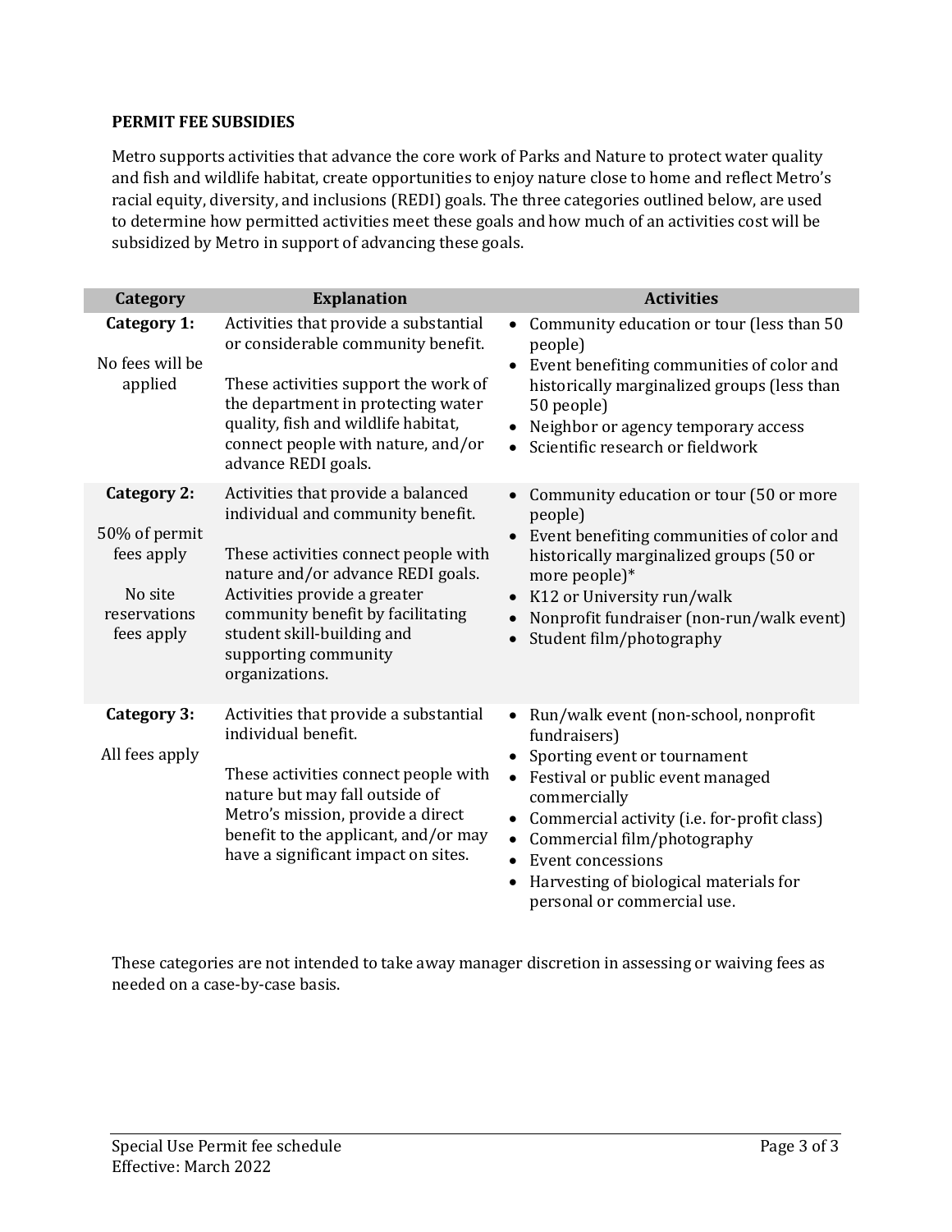**PERMIT FEE SUBSIDIES**

Metro supports activities that advance the core work of Parks and Nature to protect water quality and fish and wildlife habitat, create opportunities to enjoy nature close to home and reflect Metro's racial equity, diversity, and inclusions (REDI) goals. The three categories outlined below, are used to determine how permitted activities meet these goals and how much of an activities cost will be subsidized by Metro in support of advancing these goals.

| Category | Explanation | Activities |
| --- | --- | --- |
| **Category 1:**<br><br>No fees will be applied | Activities that provide a substantial or considerable community benefit.<br><br>These activities support the work of the department in protecting water quality, fish and wildlife habitat, connect people with nature, and/or advance REDI goals. | • Community education or tour (less than 50 people)<br>• Event benefiting communities of color and historically marginalized groups (less than 50 people)<br>• Neighbor or agency temporary access<br>• Scientific research or fieldwork |
| **Category 2:**<br><br>50% of permit fees apply<br><br>No site reservations fees apply | Activities that provide a balanced individual and community benefit.<br><br>These activities connect people with nature and/or advance REDI goals. Activities provide a greater community benefit by facilitating student skill-building and supporting community organizations. | • Community education or tour (50 or more people)<br>• Event benefiting communities of color and historically marginalized groups (50 or more people)*<br>• K12 or University run/walk<br>• Nonprofit fundraiser (non-run/walk event)<br>• Student film/photography |
| **Category 3:**<br><br>All fees apply | Activities that provide a substantial individual benefit.<br><br>These activities connect people with nature but may fall outside of Metro's mission, provide a direct benefit to the applicant, and/or may have a significant impact on sites. | • Run/walk event (non-school, nonprofit fundraisers)<br>• Sporting event or tournament<br>• Festival or public event managed commercially<br>• Commercial activity (i.e. for-profit class)<br>• Commercial film/photography<br>• Event concessions<br>• Harvesting of biological materials for personal or commercial use. |

These categories are not intended to take away manager discretion in assessing or waiving fees as needed on a case-by-case basis.